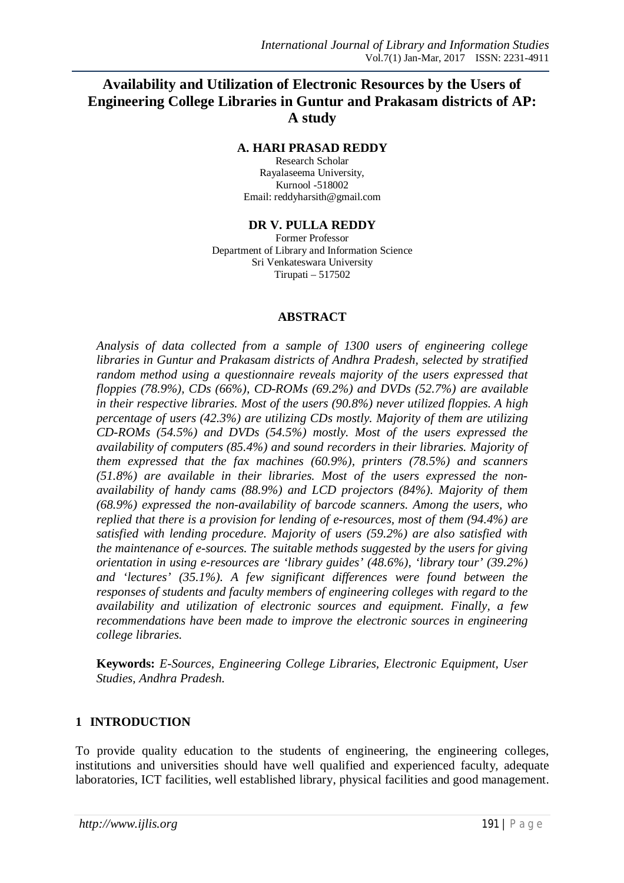# Availability and Utilization of Electronic Resources by the Users of Engineering College Libraries in Guntur and Prakasam districts of AP: A study

**A. HARI PRASAD REDDY**

Research Scholar
Rayalaseema University,
Kurnool -518002
Email: reddyharsith@gmail.com

**DR V. PULLA REDDY**

Former Professor
Department of Library and Information Science
Sri Venkateswara University
Tirupati – 517502

## ABSTRACT

*Analysis of data collected from a sample of 1300 users of engineering college libraries in Guntur and Prakasam districts of Andhra Pradesh, selected by stratified random method using a questionnaire reveals majority of the users expressed that floppies (78.9%), CDs (66%), CD-ROMs (69.2%) and DVDs (52.7%) are available in their respective libraries. Most of the users (90.8%) never utilized floppies. A high percentage of users (42.3%) are utilizing CDs mostly. Majority of them are utilizing CD-ROMs (54.5%) and DVDs (54.5%) mostly. Most of the users expressed the availability of computers (85.4%) and sound recorders in their libraries. Majority of them expressed that the fax machines (60.9%), printers (78.5%) and scanners (51.8%) are available in their libraries. Most of the users expressed the non-availability of handy cams (88.9%) and LCD projectors (84%). Majority of them (68.9%) expressed the non-availability of barcode scanners. Among the users, who replied that there is a provision for lending of e-resources, most of them (94.4%) are satisfied with lending procedure. Majority of users (59.2%) are also satisfied with the maintenance of e-sources. The suitable methods suggested by the users for giving orientation in using e-resources are 'library guides' (48.6%), 'library tour' (39.2%) and 'lectures' (35.1%). A few significant differences were found between the responses of students and faculty members of engineering colleges with regard to the availability and utilization of electronic sources and equipment. Finally, a few recommendations have been made to improve the electronic sources in engineering college libraries.*

**Keywords:** *E-Sources, Engineering College Libraries, Electronic Equipment, User Studies, Andhra Pradesh.*

## 1 INTRODUCTION

To provide quality education to the students of engineering, the engineering colleges, institutions and universities should have well qualified and experienced faculty, adequate laboratories, ICT facilities, well established library, physical facilities and good management.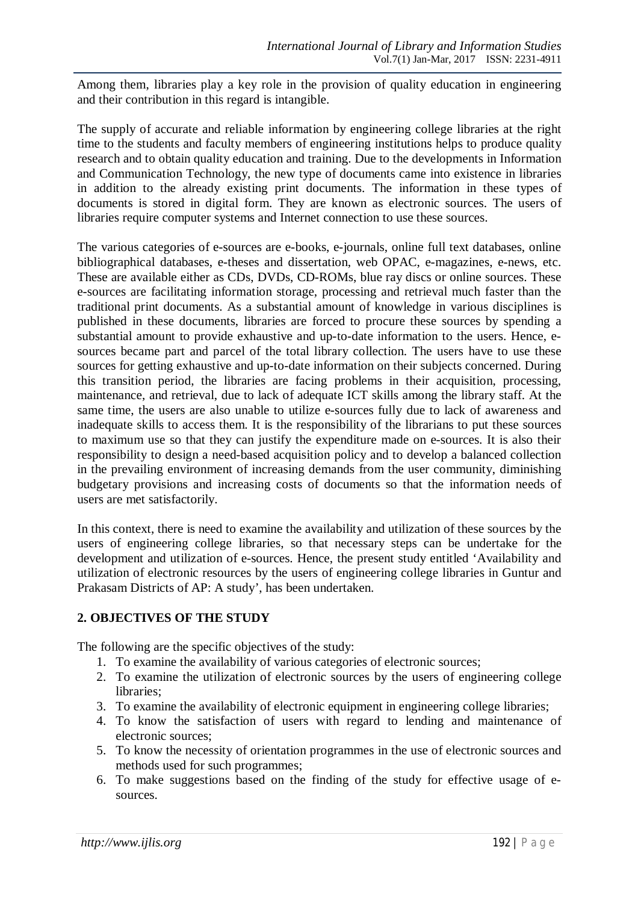Among them, libraries play a key role in the provision of quality education in engineering and their contribution in this regard is intangible.

The supply of accurate and reliable information by engineering college libraries at the right time to the students and faculty members of engineering institutions helps to produce quality research and to obtain quality education and training. Due to the developments in Information and Communication Technology, the new type of documents came into existence in libraries in addition to the already existing print documents. The information in these types of documents is stored in digital form. They are known as electronic sources. The users of libraries require computer systems and Internet connection to use these sources.

The various categories of e-sources are e-books, e-journals, online full text databases, online bibliographical databases, e-theses and dissertation, web OPAC, e-magazines, e-news, etc. These are available either as CDs, DVDs, CD-ROMs, blue ray discs or online sources. These e-sources are facilitating information storage, processing and retrieval much faster than the traditional print documents. As a substantial amount of knowledge in various disciplines is published in these documents, libraries are forced to procure these sources by spending a substantial amount to provide exhaustive and up-to-date information to the users. Hence, e-sources became part and parcel of the total library collection. The users have to use these sources for getting exhaustive and up-to-date information on their subjects concerned. During this transition period, the libraries are facing problems in their acquisition, processing, maintenance, and retrieval, due to lack of adequate ICT skills among the library staff. At the same time, the users are also unable to utilize e-sources fully due to lack of awareness and inadequate skills to access them. It is the responsibility of the librarians to put these sources to maximum use so that they can justify the expenditure made on e-sources. It is also their responsibility to design a need-based acquisition policy and to develop a balanced collection in the prevailing environment of increasing demands from the user community, diminishing budgetary provisions and increasing costs of documents so that the information needs of users are met satisfactorily.

In this context, there is need to examine the availability and utilization of these sources by the users of engineering college libraries, so that necessary steps can be undertake for the development and utilization of e-sources. Hence, the present study entitled 'Availability and utilization of electronic resources by the users of engineering college libraries in Guntur and Prakasam Districts of AP: A study', has been undertaken.

## 2. OBJECTIVES OF THE STUDY

The following are the specific objectives of the study:

1. To examine the availability of various categories of electronic sources;
2. To examine the utilization of electronic sources by the users of engineering college libraries;
3. To examine the availability of electronic equipment in engineering college libraries;
4. To know the satisfaction of users with regard to lending and maintenance of electronic sources;
5. To know the necessity of orientation programmes in the use of electronic sources and methods used for such programmes;
6. To make suggestions based on the finding of the study for effective usage of e-sources.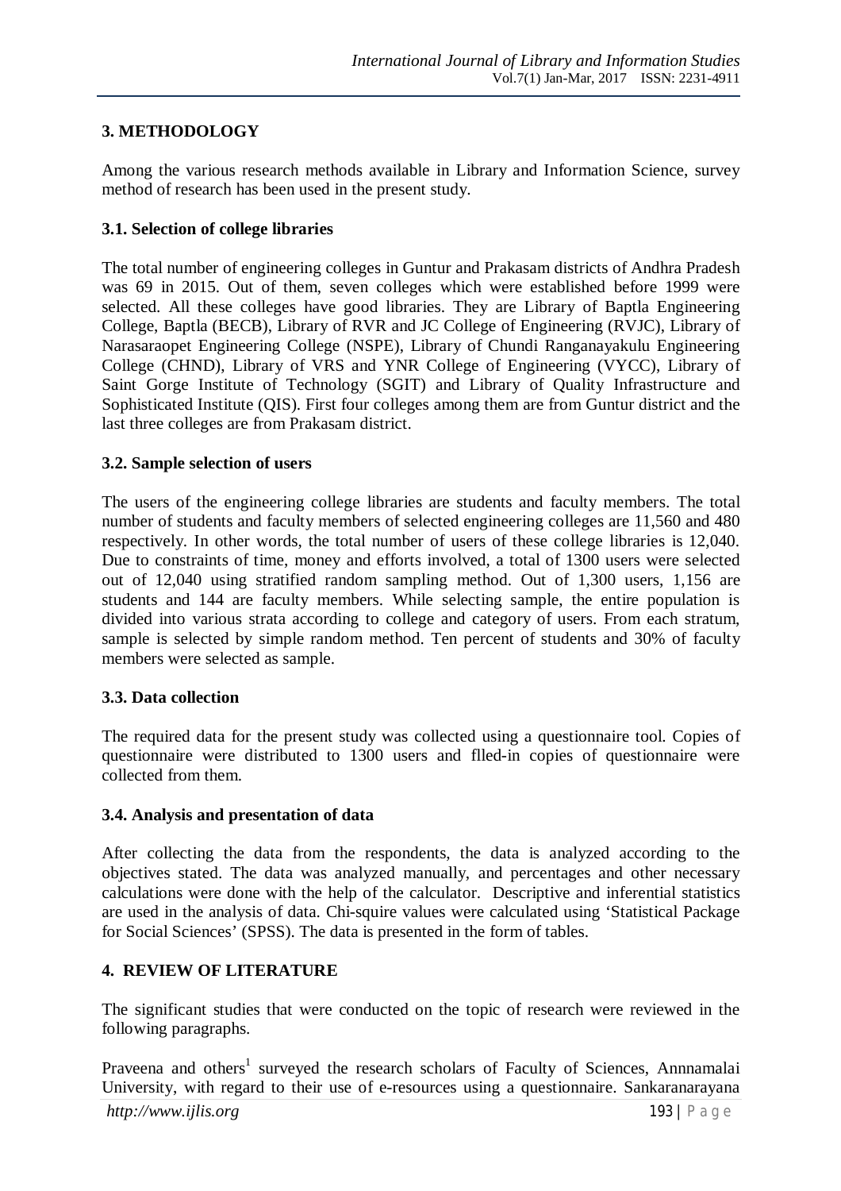## 3. METHODOLOGY

Among the various research methods available in Library and Information Science, survey method of research has been used in the present study.

### 3.1. Selection of college libraries

The total number of engineering colleges in Guntur and Prakasam districts of Andhra Pradesh was 69 in 2015. Out of them, seven colleges which were established before 1999 were selected. All these colleges have good libraries. They are Library of Baptla Engineering College, Baptla (BECB), Library of RVR and JC College of Engineering (RVJC), Library of Narasaraopet Engineering College (NSPE), Library of Chundi Ranganayakulu Engineering College (CHND), Library of VRS and YNR College of Engineering (VYCC), Library of Saint Gorge Institute of Technology (SGIT) and Library of Quality Infrastructure and Sophisticated Institute (QIS). First four colleges among them are from Guntur district and the last three colleges are from Prakasam district.

### 3.2. Sample selection of users

The users of the engineering college libraries are students and faculty members. The total number of students and faculty members of selected engineering colleges are 11,560 and 480 respectively. In other words, the total number of users of these college libraries is 12,040. Due to constraints of time, money and efforts involved, a total of 1300 users were selected out of 12,040 using stratified random sampling method. Out of 1,300 users, 1,156 are students and 144 are faculty members. While selecting sample, the entire population is divided into various strata according to college and category of users. From each stratum, sample is selected by simple random method. Ten percent of students and 30% of faculty members were selected as sample.

### 3.3. Data collection

The required data for the present study was collected using a questionnaire tool. Copies of questionnaire were distributed to 1300 users and flled-in copies of questionnaire were collected from them.

### 3.4. Analysis and presentation of data

After collecting the data from the respondents, the data is analyzed according to the objectives stated. The data was analyzed manually, and percentages and other necessary calculations were done with the help of the calculator. Descriptive and inferential statistics are used in the analysis of data. Chi-squire values were calculated using 'Statistical Package for Social Sciences' (SPSS). The data is presented in the form of tables.

## 4. REVIEW OF LITERATURE

The significant studies that were conducted on the topic of research were reviewed in the following paragraphs.

Praveena and others[1] surveyed the research scholars of Faculty of Sciences, Annnamalai University, with regard to their use of e-resources using a questionnaire. Sankaranarayana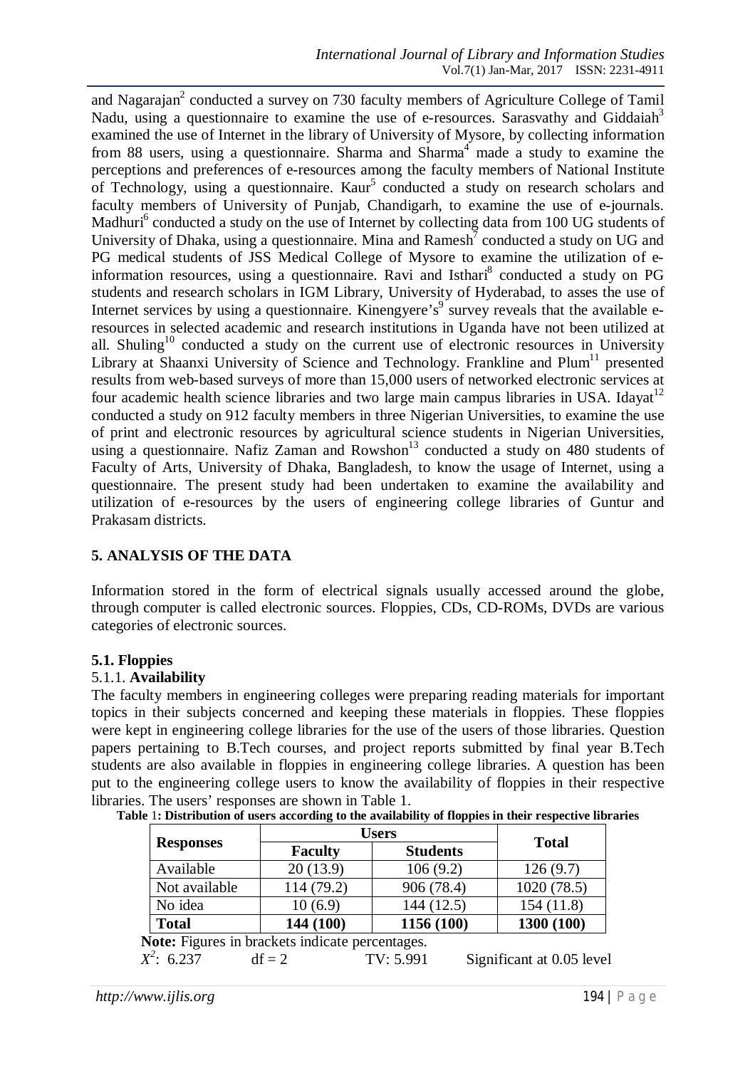and Nagarajan[2] conducted a survey on 730 faculty members of Agriculture College of Tamil Nadu, using a questionnaire to examine the use of e-resources. Sarasvathy and Giddaiah[3] examined the use of Internet in the library of University of Mysore, by collecting information from 88 users, using a questionnaire. Sharma and Sharma[4] made a study to examine the perceptions and preferences of e-resources among the faculty members of National Institute of Technology, using a questionnaire. Kaur[5] conducted a study on research scholars and faculty members of University of Punjab, Chandigarh, to examine the use of e-journals. Madhuri[6] conducted a study on the use of Internet by collecting data from 100 UG students of University of Dhaka, using a questionnaire. Mina and Ramesh[7] conducted a study on UG and PG medical students of JSS Medical College of Mysore to examine the utilization of e-information resources, using a questionnaire. Ravi and Isthari[8] conducted a study on PG students and research scholars in IGM Library, University of Hyderabad, to asses the use of Internet services by using a questionnaire. Kinengyere's[9] survey reveals that the available e-resources in selected academic and research institutions in Uganda have not been utilized at all. Shuling[10] conducted a study on the current use of electronic resources in University Library at Shaanxi University of Science and Technology. Frankline and Plum[11] presented results from web-based surveys of more than 15,000 users of networked electronic services at four academic health science libraries and two large main campus libraries in USA. Idayat[12] conducted a study on 912 faculty members in three Nigerian Universities, to examine the use of print and electronic resources by agricultural science students in Nigerian Universities, using a questionnaire. Nafiz Zaman and Rowshon[13] conducted a study on 480 students of Faculty of Arts, University of Dhaka, Bangladesh, to know the usage of Internet, using a questionnaire. The present study had been undertaken to examine the availability and utilization of e-resources by the users of engineering college libraries of Guntur and Prakasam districts.

## 5. ANALYSIS OF THE DATA

Information stored in the form of electrical signals usually accessed around the globe, through computer is called electronic sources. Floppies, CDs, CD-ROMs, DVDs are various categories of electronic sources.

### 5.1. Floppies

#### 5.1.1. **Availability**

The faculty members in engineering colleges were preparing reading materials for important topics in their subjects concerned and keeping these materials in floppies. These floppies were kept in engineering college libraries for the use of the users of those libraries. Question papers pertaining to B.Tech courses, and project reports submitted by final year B.Tech students are also available in floppies in engineering college libraries. A question has been put to the engineering college users to know the availability of floppies in their respective libraries. The users' responses are shown in Table 1.

**Table 1: Distribution of users according to the availability of floppies in their respective libraries**

| Responses | Users | | Total |
|---|---|---|---|
| | Faculty | Students | |
| Available | 20 (13.9) | 106 (9.2) | 126 (9.7) |
| Not available | 114 (79.2) | 906 (78.4) | 1020 (78.5) |
| No idea | 10 (6.9) | 144 (12.5) | 154 (11.8) |
| **Total** | **144 (100)** | **1156 (100)** | **1300 (100)** |

**Note:** Figures in brackets indicate percentages.

$X^2$: 6.237 df = 2 TV: 5.991 Significant at 0.05 level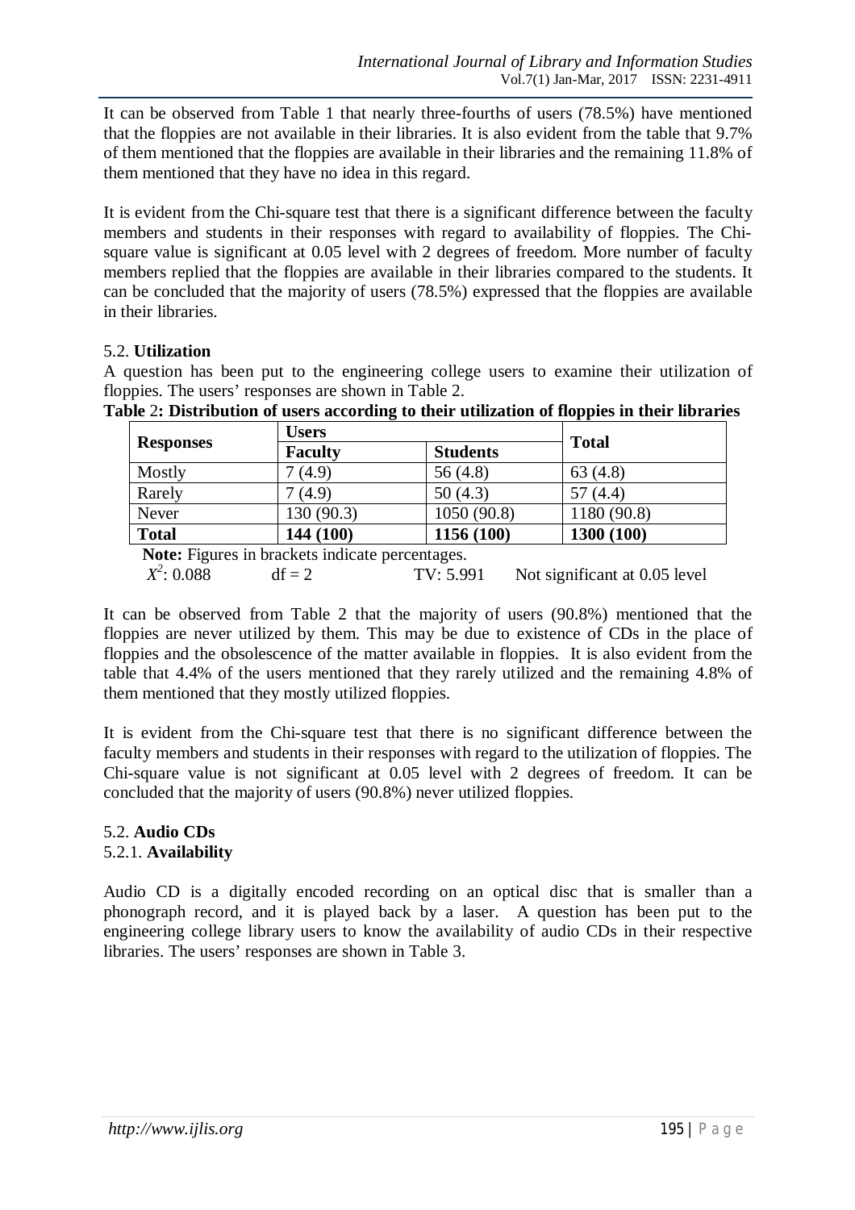It can be observed from Table 1 that nearly three-fourths of users (78.5%) have mentioned that the floppies are not available in their libraries. It is also evident from the table that 9.7% of them mentioned that the floppies are available in their libraries and the remaining 11.8% of them mentioned that they have no idea in this regard.

It is evident from the Chi-square test that there is a significant difference between the faculty members and students in their responses with regard to availability of floppies. The Chi-square value is significant at 0.05 level with 2 degrees of freedom. More number of faculty members replied that the floppies are available in their libraries compared to the students. It can be concluded that the majority of users (78.5%) expressed that the floppies are available in their libraries.

### 5.2. **Utilization**

A question has been put to the engineering college users to examine their utilization of floppies. The users' responses are shown in Table 2.

**Table 2: Distribution of users according to their utilization of floppies in their libraries**

| Responses | Users | | Total |
|---|---|---|---|
| | **Faculty** | **Students** | |
| Mostly | 7 (4.9) | 56 (4.8) | 63 (4.8) |
| Rarely | 7 (4.9) | 50 (4.3) | 57 (4.4) |
| Never | 130 (90.3) | 1050 (90.8) | 1180 (90.8) |
| **Total** | **144 (100)** | **1156 (100)** | **1300 (100)** |

**Note:** Figures in brackets indicate percentages.

$X^2$: 0.088  df = 2  TV: 5.991  Not significant at 0.05 level

It can be observed from Table 2 that the majority of users (90.8%) mentioned that the floppies are never utilized by them. This may be due to existence of CDs in the place of floppies and the obsolescence of the matter available in floppies. It is also evident from the table that 4.4% of the users mentioned that they rarely utilized and the remaining 4.8% of them mentioned that they mostly utilized floppies.

It is evident from the Chi-square test that there is no significant difference between the faculty members and students in their responses with regard to the utilization of floppies. The Chi-square value is not significant at 0.05 level with 2 degrees of freedom. It can be concluded that the majority of users (90.8%) never utilized floppies.

## 5.2. **Audio CDs**

### 5.2.1. **Availability**

Audio CD is a digitally encoded recording on an optical disc that is smaller than a phonograph record, and it is played back by a laser. A question has been put to the engineering college library users to know the availability of audio CDs in their respective libraries. The users' responses are shown in Table 3.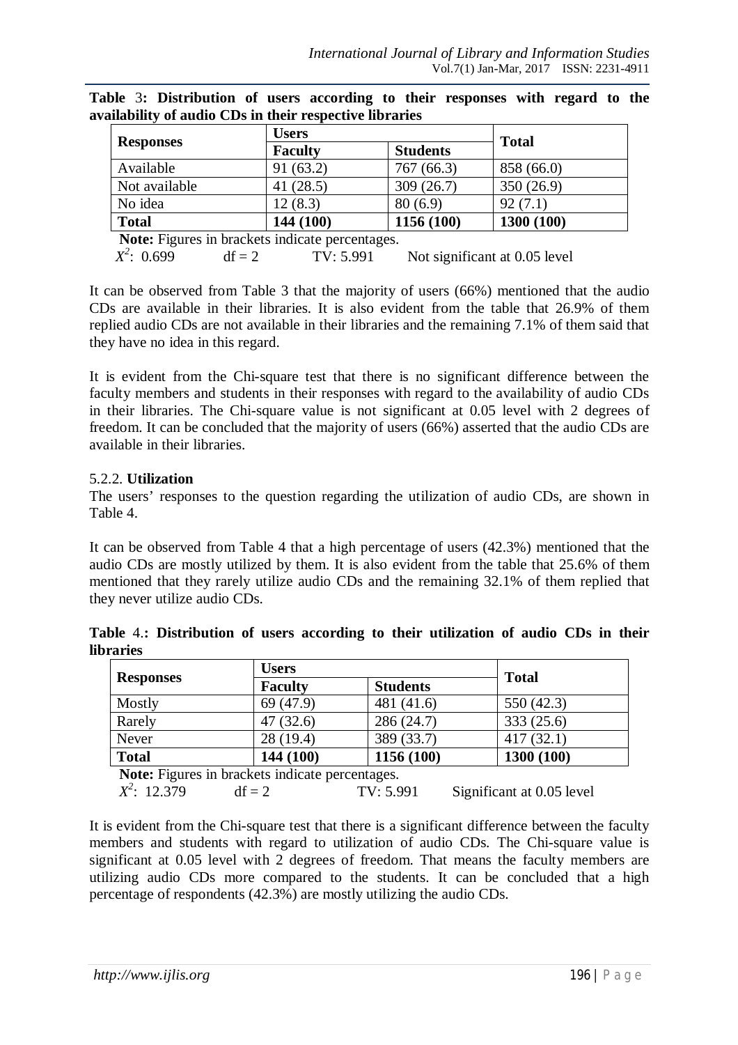**Table 3: Distribution of users according to their responses with regard to the availability of audio CDs in their respective libraries**

| Responses | Users | | Total |
|---|---|---|---|
| | Faculty | Students | |
| Available | 91 (63.2) | 767 (66.3) | 858 (66.0) |
| Not available | 41 (28.5) | 309 (26.7) | 350 (26.9) |
| No idea | 12 (8.3) | 80 (6.9) | 92 (7.1) |
| **Total** | **144 (100)** | **1156 (100)** | **1300 (100)** |

**Note:** Figures in brackets indicate percentages.

$X^2$: 0.699 df = 2 TV: 5.991 Not significant at 0.05 level

It can be observed from Table 3 that the majority of users (66%) mentioned that the audio CDs are available in their libraries. It is also evident from the table that 26.9% of them replied audio CDs are not available in their libraries and the remaining 7.1% of them said that they have no idea in this regard.

It is evident from the Chi-square test that there is no significant difference between the faculty members and students in their responses with regard to the availability of audio CDs in their libraries. The Chi-square value is not significant at 0.05 level with 2 degrees of freedom. It can be concluded that the majority of users (66%) asserted that the audio CDs are available in their libraries.

#### 5.2.2. **Utilization**

The users' responses to the question regarding the utilization of audio CDs, are shown in Table 4.

It can be observed from Table 4 that a high percentage of users (42.3%) mentioned that the audio CDs are mostly utilized by them. It is also evident from the table that 25.6% of them mentioned that they rarely utilize audio CDs and the remaining 32.1% of them replied that they never utilize audio CDs.

**Table 4.: Distribution of users according to their utilization of audio CDs in their libraries**

| Responses | Users | | Total |
|---|---|---|---|
| | Faculty | Students | |
| Mostly | 69 (47.9) | 481 (41.6) | 550 (42.3) |
| Rarely | 47 (32.6) | 286 (24.7) | 333 (25.6) |
| Never | 28 (19.4) | 389 (33.7) | 417 (32.1) |
| **Total** | **144 (100)** | **1156 (100)** | **1300 (100)** |

**Note:** Figures in brackets indicate percentages.

$X^2$: 12.379 df = 2 TV: 5.991 Significant at 0.05 level

It is evident from the Chi-square test that there is a significant difference between the faculty members and students with regard to utilization of audio CDs. The Chi-square value is significant at 0.05 level with 2 degrees of freedom. That means the faculty members are utilizing audio CDs more compared to the students. It can be concluded that a high percentage of respondents (42.3%) are mostly utilizing the audio CDs.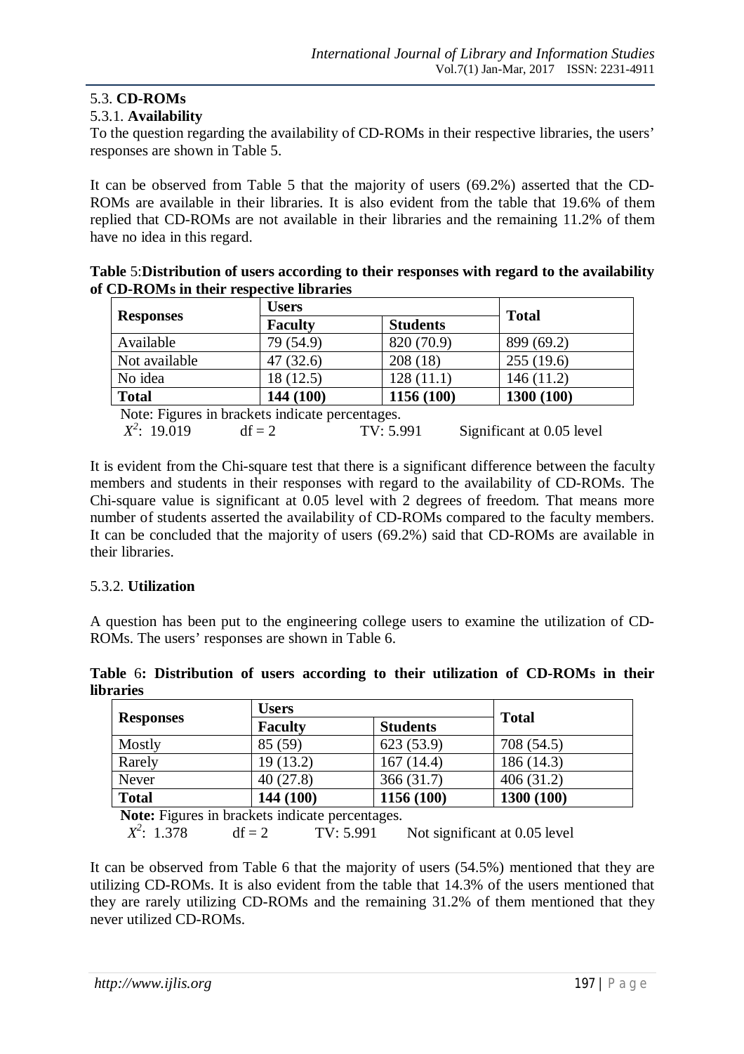### 5.3. **CD-ROMs**

#### 5.3.1. **Availability**

To the question regarding the availability of CD-ROMs in their respective libraries, the users' responses are shown in Table 5.

It can be observed from Table 5 that the majority of users (69.2%) asserted that the CD-ROMs are available in their libraries. It is also evident from the table that 19.6% of them replied that CD-ROMs are not available in their libraries and the remaining 11.2% of them have no idea in this regard.

**Table** 5:**Distribution of users according to their responses with regard to the availability of CD-ROMs in their respective libraries**

| **Responses** | **Users** | | **Total** |
|---|---|---|---|
| | **Faculty** | **Students** | |
| Available | 79 (54.9) | 820 (70.9) | 899 (69.2) |
| Not available | 47 (32.6) | 208 (18) | 255 (19.6) |
| No idea | 18 (12.5) | 128 (11.1) | 146 (11.2) |
| **Total** | **144 (100)** | **1156 (100)** | **1300 (100)** |

Note: Figures in brackets indicate percentages.

$X^2$: 19.019 df = 2 TV: 5.991 Significant at 0.05 level

It is evident from the Chi-square test that there is a significant difference between the faculty members and students in their responses with regard to the availability of CD-ROMs. The Chi-square value is significant at 0.05 level with 2 degrees of freedom. That means more number of students asserted the availability of CD-ROMs compared to the faculty members. It can be concluded that the majority of users (69.2%) said that CD-ROMs are available in their libraries.

#### 5.3.2. **Utilization**

A question has been put to the engineering college users to examine the utilization of CD-ROMs. The users' responses are shown in Table 6.

**Table** 6**: Distribution of users according to their utilization of CD-ROMs in their libraries**

| **Responses** | **Users** | | **Total** |
|---|---|---|---|
| | **Faculty** | **Students** | |
| Mostly | 85 (59) | 623 (53.9) | 708 (54.5) |
| Rarely | 19 (13.2) | 167 (14.4) | 186 (14.3) |
| Never | 40 (27.8) | 366 (31.7) | 406 (31.2) |
| **Total** | **144 (100)** | **1156 (100)** | **1300 (100)** |

**Note:** Figures in brackets indicate percentages.

$X^2$: 1.378 df = 2 TV: 5.991 Not significant at 0.05 level

It can be observed from Table 6 that the majority of users (54.5%) mentioned that they are utilizing CD-ROMs. It is also evident from the table that 14.3% of the users mentioned that they are rarely utilizing CD-ROMs and the remaining 31.2% of them mentioned that they never utilized CD-ROMs.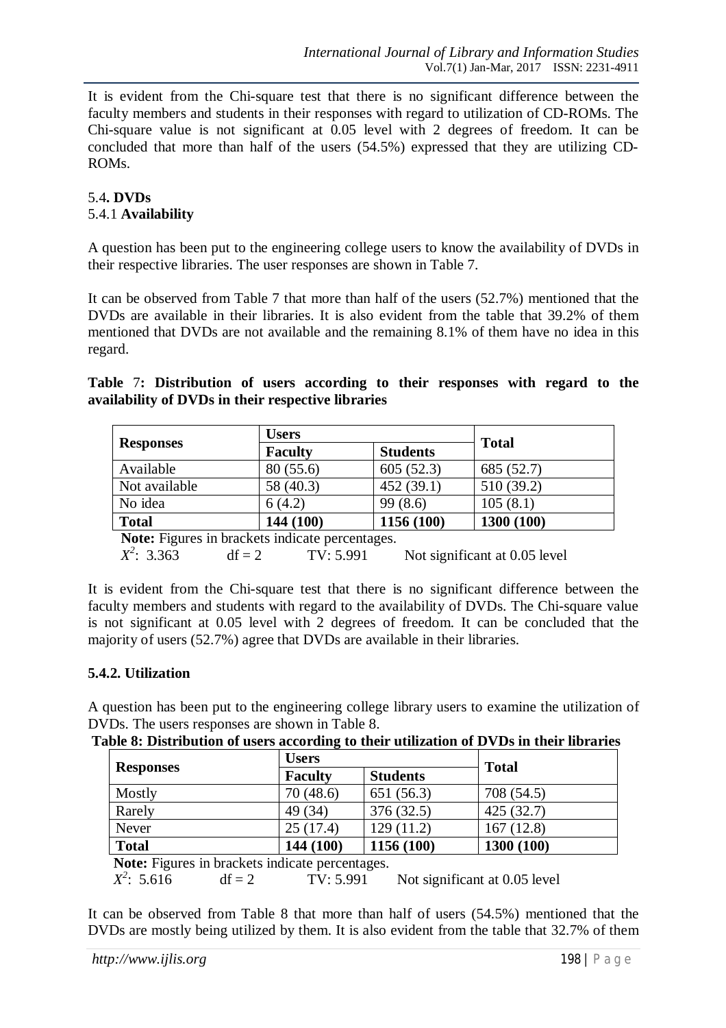It is evident from the Chi-square test that there is no significant difference between the faculty members and students in their responses with regard to utilization of CD-ROMs. The Chi-square value is not significant at 0.05 level with 2 degrees of freedom. It can be concluded that more than half of the users (54.5%) expressed that they are utilizing CD-ROMs.

### 5.4. DVDs

#### 5.4.1 Availability

A question has been put to the engineering college users to know the availability of DVDs in their respective libraries. The user responses are shown in Table 7.

It can be observed from Table 7 that more than half of the users (52.7%) mentioned that the DVDs are available in their libraries. It is also evident from the table that 39.2% of them mentioned that DVDs are not available and the remaining 8.1% of them have no idea in this regard.

**Table 7: Distribution of users according to their responses with regard to the availability of DVDs in their respective libraries**

| **Responses** | **Users** | | **Total** |
|---|---|---|---|
| | **Faculty** | **Students** | |
| Available | 80 (55.6) | 605 (52.3) | 685 (52.7) |
| Not available | 58 (40.3) | 452 (39.1) | 510 (39.2) |
| No idea | 6 (4.2) | 99 (8.6) | 105 (8.1) |
| **Total** | **144 (100)** | **1156 (100)** | **1300 (100)** |

**Note:** Figures in brackets indicate percentages.

$X^2$: 3.363 df = 2 TV: 5.991 Not significant at 0.05 level

It is evident from the Chi-square test that there is no significant difference between the faculty members and students with regard to the availability of DVDs. The Chi-square value is not significant at 0.05 level with 2 degrees of freedom. It can be concluded that the majority of users (52.7%) agree that DVDs are available in their libraries.

#### 5.4.2. Utilization

A question has been put to the engineering college library users to examine the utilization of DVDs. The users responses are shown in Table 8.

**Table 8: Distribution of users according to their utilization of DVDs in their libraries**

| **Responses** | **Users** | | **Total** |
|---|---|---|---|
| | **Faculty** | **Students** | |
| Mostly | 70 (48.6) | 651 (56.3) | 708 (54.5) |
| Rarely | 49 (34) | 376 (32.5) | 425 (32.7) |
| Never | 25 (17.4) | 129 (11.2) | 167 (12.8) |
| **Total** | **144 (100)** | **1156 (100)** | **1300 (100)** |

**Note:** Figures in brackets indicate percentages.

$X^2$: 5.616 df = 2 TV: 5.991 Not significant at 0.05 level

It can be observed from Table 8 that more than half of users (54.5%) mentioned that the DVDs are mostly being utilized by them. It is also evident from the table that 32.7% of them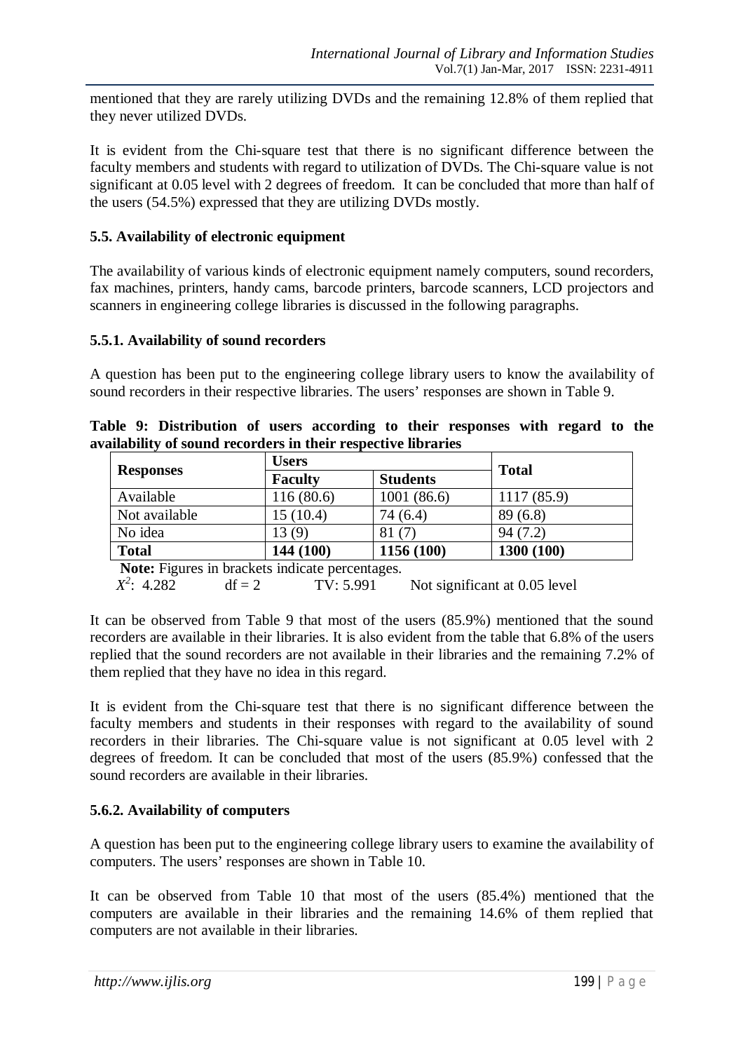mentioned that they are rarely utilizing DVDs and the remaining 12.8% of them replied that they never utilized DVDs.

It is evident from the Chi-square test that there is no significant difference between the faculty members and students with regard to utilization of DVDs. The Chi-square value is not significant at 0.05 level with 2 degrees of freedom. It can be concluded that more than half of the users (54.5%) expressed that they are utilizing DVDs mostly.

### 5.5. Availability of electronic equipment

The availability of various kinds of electronic equipment namely computers, sound recorders, fax machines, printers, handy cams, barcode printers, barcode scanners, LCD projectors and scanners in engineering college libraries is discussed in the following paragraphs.

#### 5.5.1. Availability of sound recorders

A question has been put to the engineering college library users to know the availability of sound recorders in their respective libraries. The users' responses are shown in Table 9.

**Table 9: Distribution of users according to their responses with regard to the availability of sound recorders in their respective libraries**

| Responses | Users | | Total |
|---|---|---|---|
| | Faculty | Students | |
| Available | 116 (80.6) | 1001 (86.6) | 1117 (85.9) |
| Not available | 15 (10.4) | 74 (6.4) | 89 (6.8) |
| No idea | 13 (9) | 81 (7) | 94 (7.2) |
| **Total** | **144 (100)** | **1156 (100)** | **1300 (100)** |

**Note:** Figures in brackets indicate percentages.

$X^2$: 4.282 df = 2 TV: 5.991 Not significant at 0.05 level

It can be observed from Table 9 that most of the users (85.9%) mentioned that the sound recorders are available in their libraries. It is also evident from the table that 6.8% of the users replied that the sound recorders are not available in their libraries and the remaining 7.2% of them replied that they have no idea in this regard.

It is evident from the Chi-square test that there is no significant difference between the faculty members and students in their responses with regard to the availability of sound recorders in their libraries. The Chi-square value is not significant at 0.05 level with 2 degrees of freedom. It can be concluded that most of the users (85.9%) confessed that the sound recorders are available in their libraries.

#### 5.6.2. Availability of computers

A question has been put to the engineering college library users to examine the availability of computers. The users' responses are shown in Table 10.

It can be observed from Table 10 that most of the users (85.4%) mentioned that the computers are available in their libraries and the remaining 14.6% of them replied that computers are not available in their libraries.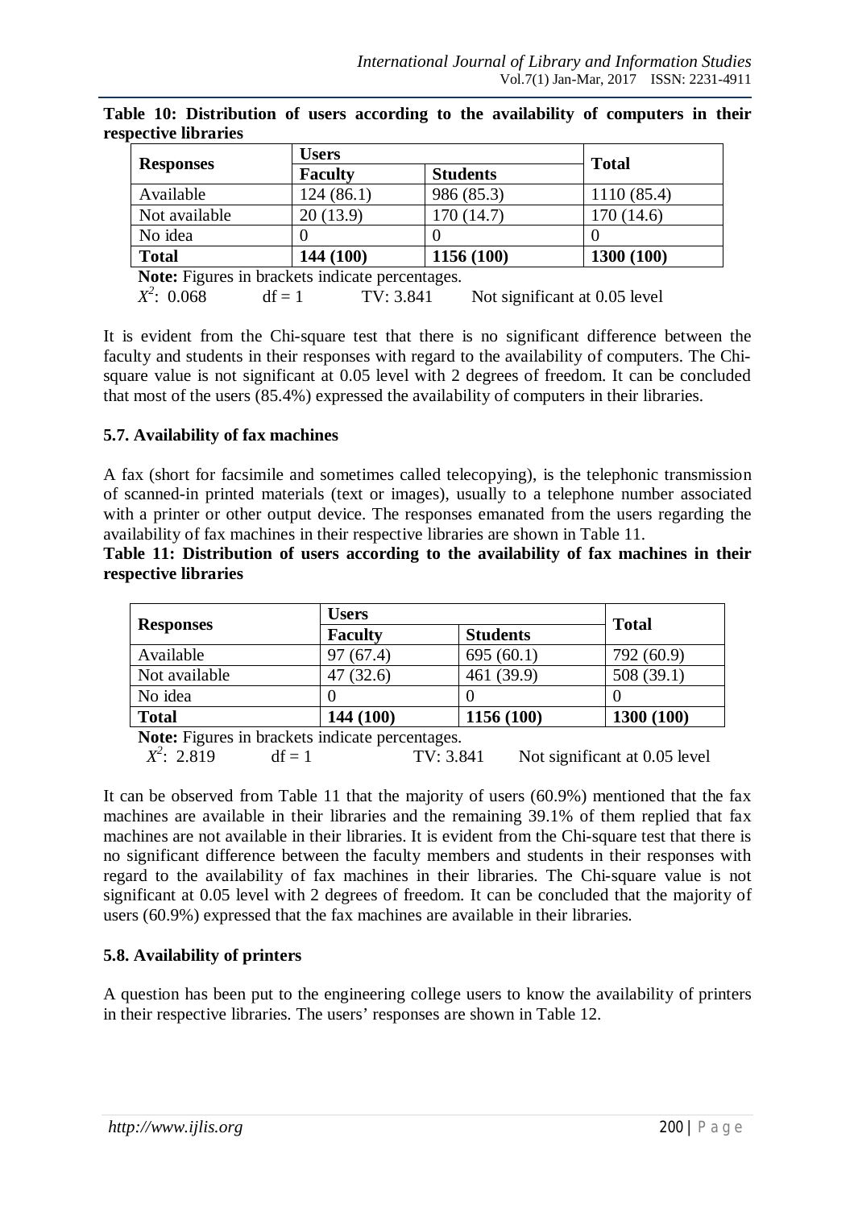**Table 10: Distribution of users according to the availability of computers in their respective libraries**

| Responses | Users | | Total |
|---|---|---|---|
| | Faculty | Students | |
| Available | 124 (86.1) | 986 (85.3) | 1110 (85.4) |
| Not available | 20 (13.9) | 170 (14.7) | 170 (14.6) |
| No idea | 0 | 0 | 0 |
| **Total** | **144 (100)** | **1156 (100)** | **1300 (100)** |

**Note:** Figures in brackets indicate percentages.
$X^2$: 0.068 df = 1 TV: 3.841 Not significant at 0.05 level

It is evident from the Chi-square test that there is no significant difference between the faculty and students in their responses with regard to the availability of computers. The Chi-square value is not significant at 0.05 level with 2 degrees of freedom. It can be concluded that most of the users (85.4%) expressed the availability of computers in their libraries.

### 5.7. Availability of fax machines

A fax (short for facsimile and sometimes called telecopying), is the telephonic transmission of scanned-in printed materials (text or images), usually to a telephone number associated with a printer or other output device. The responses emanated from the users regarding the availability of fax machines in their respective libraries are shown in Table 11.

**Table 11: Distribution of users according to the availability of fax machines in their respective libraries**

| Responses | Users | | Total |
|---|---|---|---|
| | Faculty | Students | |
| Available | 97 (67.4) | 695 (60.1) | 792 (60.9) |
| Not available | 47 (32.6) | 461 (39.9) | 508 (39.1) |
| No idea | 0 | 0 | 0 |
| **Total** | **144 (100)** | **1156 (100)** | **1300 (100)** |

**Note:** Figures in brackets indicate percentages.
$X^2$: 2.819 df = 1 TV: 3.841 Not significant at 0.05 level

It can be observed from Table 11 that the majority of users (60.9%) mentioned that the fax machines are available in their libraries and the remaining 39.1% of them replied that fax machines are not available in their libraries. It is evident from the Chi-square test that there is no significant difference between the faculty members and students in their responses with regard to the availability of fax machines in their libraries. The Chi-square value is not significant at 0.05 level with 2 degrees of freedom. It can be concluded that the majority of users (60.9%) expressed that the fax machines are available in their libraries.

### 5.8. Availability of printers

A question has been put to the engineering college users to know the availability of printers in their respective libraries. The users' responses are shown in Table 12.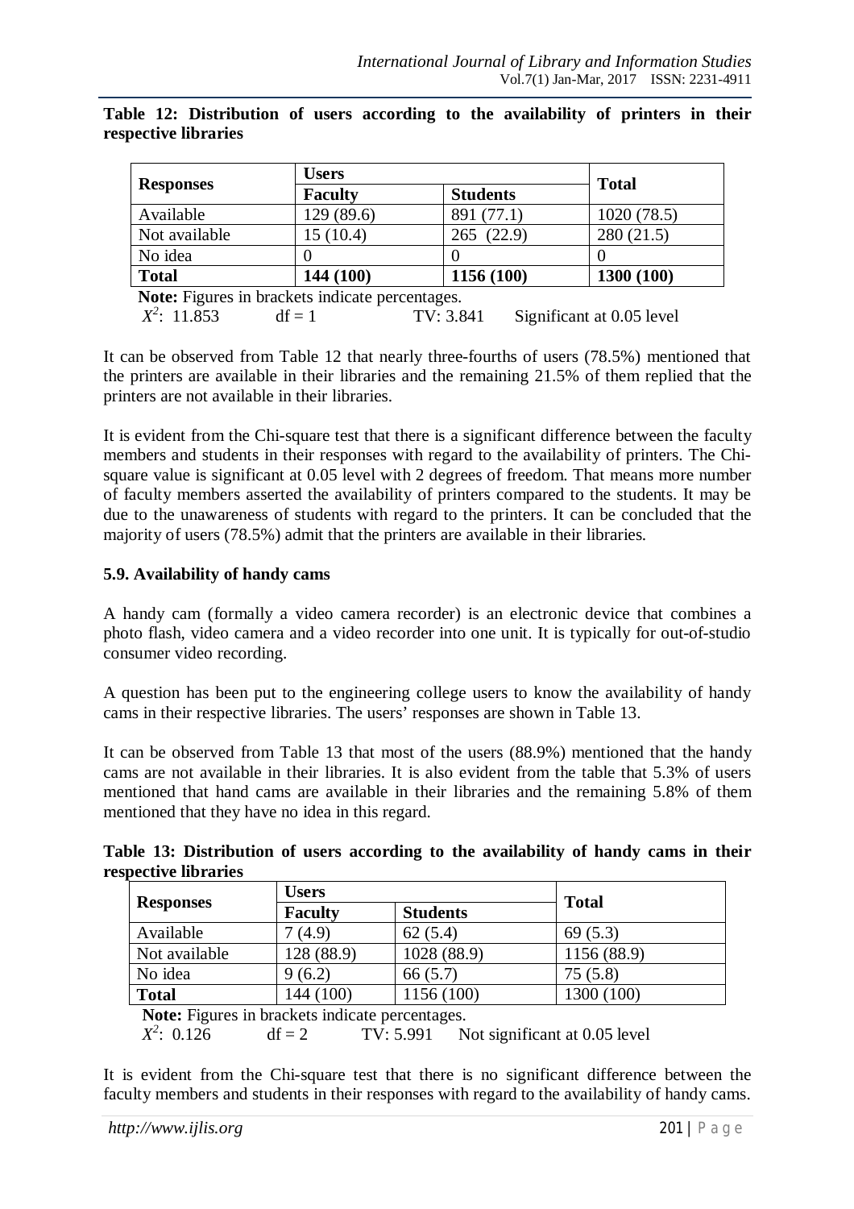**Table 12: Distribution of users according to the availability of printers in their respective libraries**

| **Responses** | **Users** | | **Total** |
|---|---|---|---|
| | **Faculty** | **Students** | |
| Available | 129 (89.6) | 891 (77.1) | 1020 (78.5) |
| Not available | 15 (10.4) | 265 (22.9) | 280 (21.5) |
| No idea | 0 | 0 | 0 |
| **Total** | **144 (100)** | **1156 (100)** | **1300 (100)** |

**Note:** Figures in brackets indicate percentages.
$X^2$: 11.853 df = 1 TV: 3.841 Significant at 0.05 level

It can be observed from Table 12 that nearly three-fourths of users (78.5%) mentioned that the printers are available in their libraries and the remaining 21.5% of them replied that the printers are not available in their libraries.

It is evident from the Chi-square test that there is a significant difference between the faculty members and students in their responses with regard to the availability of printers. The Chi-square value is significant at 0.05 level with 2 degrees of freedom. That means more number of faculty members asserted the availability of printers compared to the students. It may be due to the unawareness of students with regard to the printers. It can be concluded that the majority of users (78.5%) admit that the printers are available in their libraries.

### 5.9. Availability of handy cams

A handy cam (formally a video camera recorder) is an electronic device that combines a photo flash, video camera and a video recorder into one unit. It is typically for out-of-studio consumer video recording.

A question has been put to the engineering college users to know the availability of handy cams in their respective libraries. The users' responses are shown in Table 13.

It can be observed from Table 13 that most of the users (88.9%) mentioned that the handy cams are not available in their libraries. It is also evident from the table that 5.3% of users mentioned that hand cams are available in their libraries and the remaining 5.8% of them mentioned that they have no idea in this regard.

**Table 13: Distribution of users according to the availability of handy cams in their respective libraries**

| **Responses** | **Users** | | **Total** |
|---|---|---|---|
| | **Faculty** | **Students** | |
| Available | 7 (4.9) | 62 (5.4) | 69 (5.3) |
| Not available | 128 (88.9) | 1028 (88.9) | 1156 (88.9) |
| No idea | 9 (6.2) | 66 (5.7) | 75 (5.8) |
| **Total** | 144 (100) | 1156 (100) | 1300 (100) |

**Note:** Figures in brackets indicate percentages.
$X^2$: 0.126 df = 2 TV: 5.991 Not significant at 0.05 level

It is evident from the Chi-square test that there is no significant difference between the faculty members and students in their responses with regard to the availability of handy cams.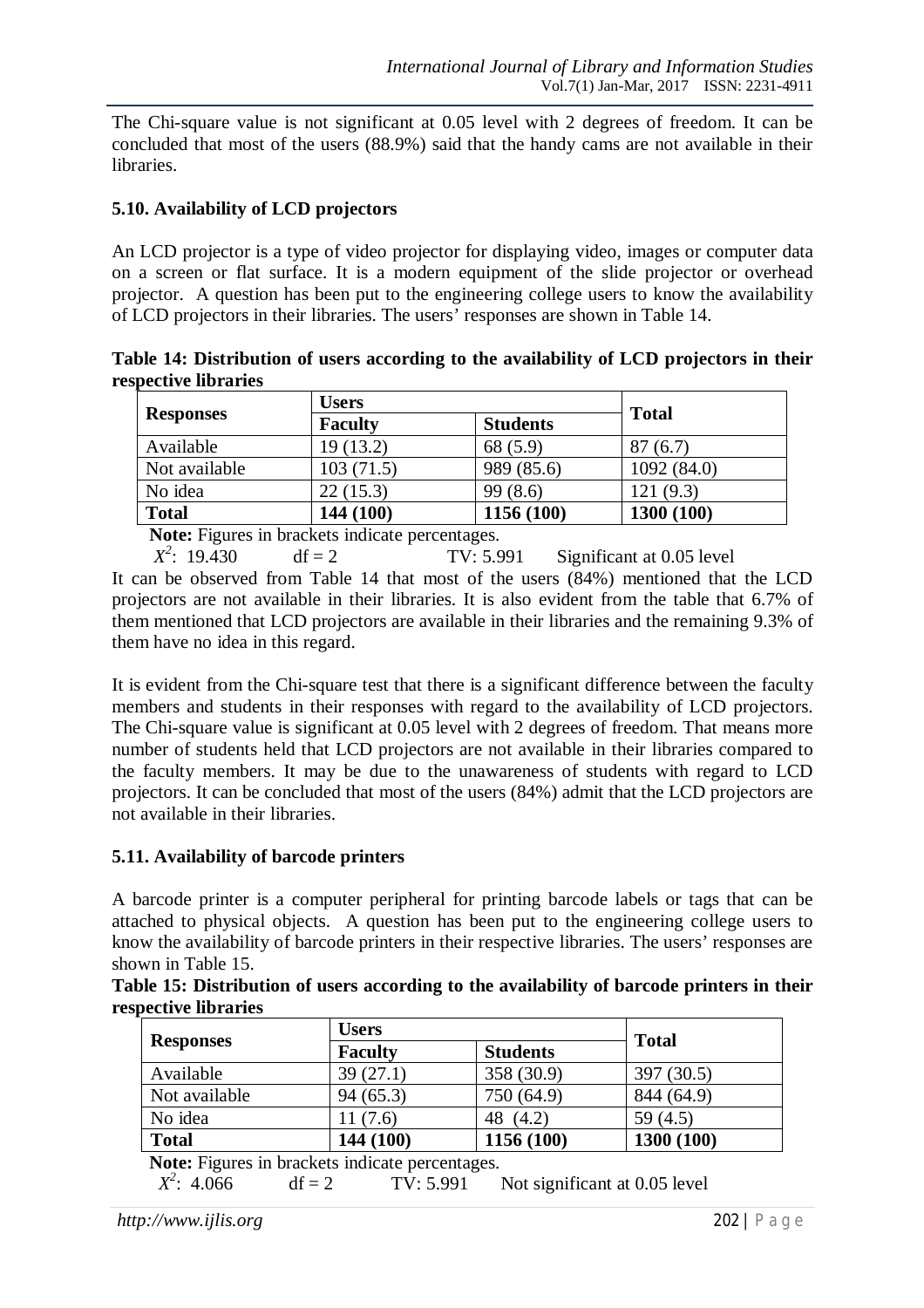The Chi-square value is not significant at 0.05 level with 2 degrees of freedom. It can be concluded that most of the users (88.9%) said that the handy cams are not available in their libraries.

### 5.10. Availability of LCD projectors

An LCD projector is a type of video projector for displaying video, images or computer data on a screen or flat surface. It is a modern equipment of the slide projector or overhead projector. A question has been put to the engineering college users to know the availability of LCD projectors in their libraries. The users' responses are shown in Table 14.

**Table 14: Distribution of users according to the availability of LCD projectors in their respective libraries**

| Responses | Users | | Total |
|---|---|---|---|
| | Faculty | Students | |
| Available | 19 (13.2) | 68 (5.9) | 87 (6.7) |
| Not available | 103 (71.5) | 989 (85.6) | 1092 (84.0) |
| No idea | 22 (15.3) | 99 (8.6) | 121 (9.3) |
| **Total** | **144 (100)** | **1156 (100)** | **1300 (100)** |

**Note:** Figures in brackets indicate percentages.

$X^2$: 19.430 df = 2 TV: 5.991 Significant at 0.05 level

It can be observed from Table 14 that most of the users (84%) mentioned that the LCD projectors are not available in their libraries. It is also evident from the table that 6.7% of them mentioned that LCD projectors are available in their libraries and the remaining 9.3% of them have no idea in this regard.

It is evident from the Chi-square test that there is a significant difference between the faculty members and students in their responses with regard to the availability of LCD projectors. The Chi-square value is significant at 0.05 level with 2 degrees of freedom. That means more number of students held that LCD projectors are not available in their libraries compared to the faculty members. It may be due to the unawareness of students with regard to LCD projectors. It can be concluded that most of the users (84%) admit that the LCD projectors are not available in their libraries.

### 5.11. Availability of barcode printers

A barcode printer is a computer peripheral for printing barcode labels or tags that can be attached to physical objects. A question has been put to the engineering college users to know the availability of barcode printers in their respective libraries. The users' responses are shown in Table 15.

**Table 15: Distribution of users according to the availability of barcode printers in their respective libraries**

| Responses | Users | | Total |
|---|---|---|---|
| | Faculty | Students | |
| Available | 39 (27.1) | 358 (30.9) | 397 (30.5) |
| Not available | 94 (65.3) | 750 (64.9) | 844 (64.9) |
| No idea | 11 (7.6) | 48 (4.2) | 59 (4.5) |
| **Total** | **144 (100)** | **1156 (100)** | **1300 (100)** |

**Note:** Figures in brackets indicate percentages.

$X^2$: 4.066 df = 2 TV: 5.991 Not significant at 0.05 level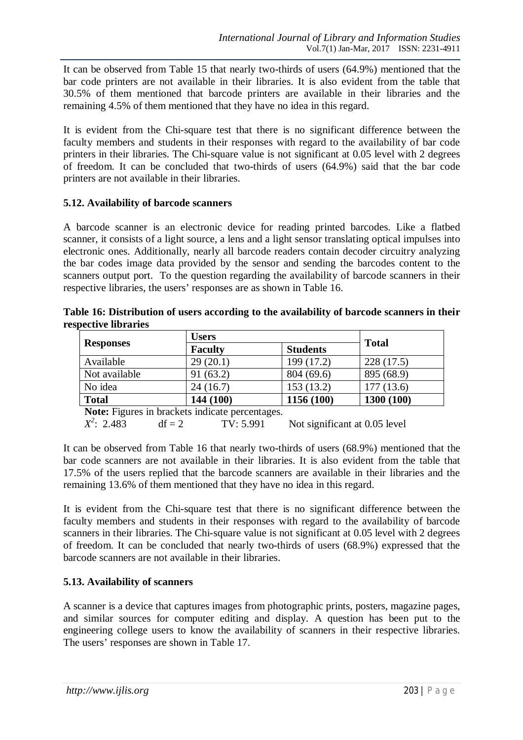It can be observed from Table 15 that nearly two-thirds of users (64.9%) mentioned that the bar code printers are not available in their libraries. It is also evident from the table that 30.5% of them mentioned that barcode printers are available in their libraries and the remaining 4.5% of them mentioned that they have no idea in this regard.

It is evident from the Chi-square test that there is no significant difference between the faculty members and students in their responses with regard to the availability of bar code printers in their libraries. The Chi-square value is not significant at 0.05 level with 2 degrees of freedom. It can be concluded that two-thirds of users (64.9%) said that the bar code printers are not available in their libraries.

### 5.12. Availability of barcode scanners

A barcode scanner is an electronic device for reading printed barcodes. Like a flatbed scanner, it consists of a light source, a lens and a light sensor translating optical impulses into electronic ones. Additionally, nearly all barcode readers contain decoder circuitry analyzing the bar codes image data provided by the sensor and sending the barcodes content to the scanners output port. To the question regarding the availability of barcode scanners in their respective libraries, the users' responses are as shown in Table 16.

**Table 16: Distribution of users according to the availability of barcode scanners in their respective libraries**

| **Responses** | **Users** | | **Total** |
|---|---|---|---|
| | **Faculty** | **Students** | |
| Available | 29 (20.1) | 199 (17.2) | 228 (17.5) |
| Not available | 91 (63.2) | 804 (69.6) | 895 (68.9) |
| No idea | 24 (16.7) | 153 (13.2) | 177 (13.6) |
| **Total** | **144 (100)** | **1156 (100)** | **1300 (100)** |

**Note:** Figures in brackets indicate percentages.
$X^2$: 2.483 df = 2 TV: 5.991 Not significant at 0.05 level

It can be observed from Table 16 that nearly two-thirds of users (68.9%) mentioned that the bar code scanners are not available in their libraries. It is also evident from the table that 17.5% of the users replied that the barcode scanners are available in their libraries and the remaining 13.6% of them mentioned that they have no idea in this regard.

It is evident from the Chi-square test that there is no significant difference between the faculty members and students in their responses with regard to the availability of barcode scanners in their libraries. The Chi-square value is not significant at 0.05 level with 2 degrees of freedom. It can be concluded that nearly two-thirds of users (68.9%) expressed that the barcode scanners are not available in their libraries.

### 5.13. Availability of scanners

A scanner is a device that captures images from photographic prints, posters, magazine pages, and similar sources for computer editing and display. A question has been put to the engineering college users to know the availability of scanners in their respective libraries. The users' responses are shown in Table 17.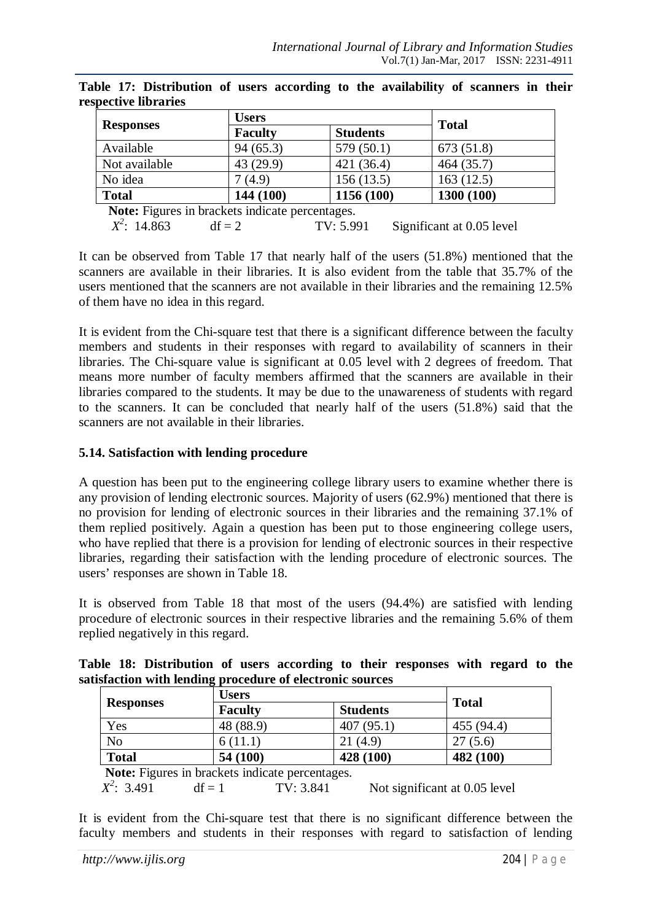**Table 17: Distribution of users according to the availability of scanners in their respective libraries**

| Responses | Users | | Total |
|---|---|---|---|
| | Faculty | Students | |
| Available | 94 (65.3) | 579 (50.1) | 673 (51.8) |
| Not available | 43 (29.9) | 421 (36.4) | 464 (35.7) |
| No idea | 7 (4.9) | 156 (13.5) | 163 (12.5) |
| **Total** | **144 (100)** | **1156 (100)** | **1300 (100)** |

**Note:** Figures in brackets indicate percentages.

$X^2$: 14.863 df = 2 TV: 5.991 Significant at 0.05 level

It can be observed from Table 17 that nearly half of the users (51.8%) mentioned that the scanners are available in their libraries. It is also evident from the table that 35.7% of the users mentioned that the scanners are not available in their libraries and the remaining 12.5% of them have no idea in this regard.

It is evident from the Chi-square test that there is a significant difference between the faculty members and students in their responses with regard to availability of scanners in their libraries. The Chi-square value is significant at 0.05 level with 2 degrees of freedom. That means more number of faculty members affirmed that the scanners are available in their libraries compared to the students. It may be due to the unawareness of students with regard to the scanners. It can be concluded that nearly half of the users (51.8%) said that the scanners are not available in their libraries.

### 5.14. Satisfaction with lending procedure

A question has been put to the engineering college library users to examine whether there is any provision of lending electronic sources. Majority of users (62.9%) mentioned that there is no provision for lending of electronic sources in their libraries and the remaining 37.1% of them replied positively. Again a question has been put to those engineering college users, who have replied that there is a provision for lending of electronic sources in their respective libraries, regarding their satisfaction with the lending procedure of electronic sources. The users' responses are shown in Table 18.

It is observed from Table 18 that most of the users (94.4%) are satisfied with lending procedure of electronic sources in their respective libraries and the remaining 5.6% of them replied negatively in this regard.

**Table 18: Distribution of users according to their responses with regard to the satisfaction with lending procedure of electronic sources**

| Responses | Users | | Total |
|---|---|---|---|
| | Faculty | Students | |
| Yes | 48 (88.9) | 407 (95.1) | 455 (94.4) |
| No | 6 (11.1) | 21 (4.9) | 27 (5.6) |
| **Total** | **54 (100)** | **428 (100)** | **482 (100)** |

**Note:** Figures in brackets indicate percentages.

$X^2$: 3.491 df = 1 TV: 3.841 Not significant at 0.05 level

It is evident from the Chi-square test that there is no significant difference between the faculty members and students in their responses with regard to satisfaction of lending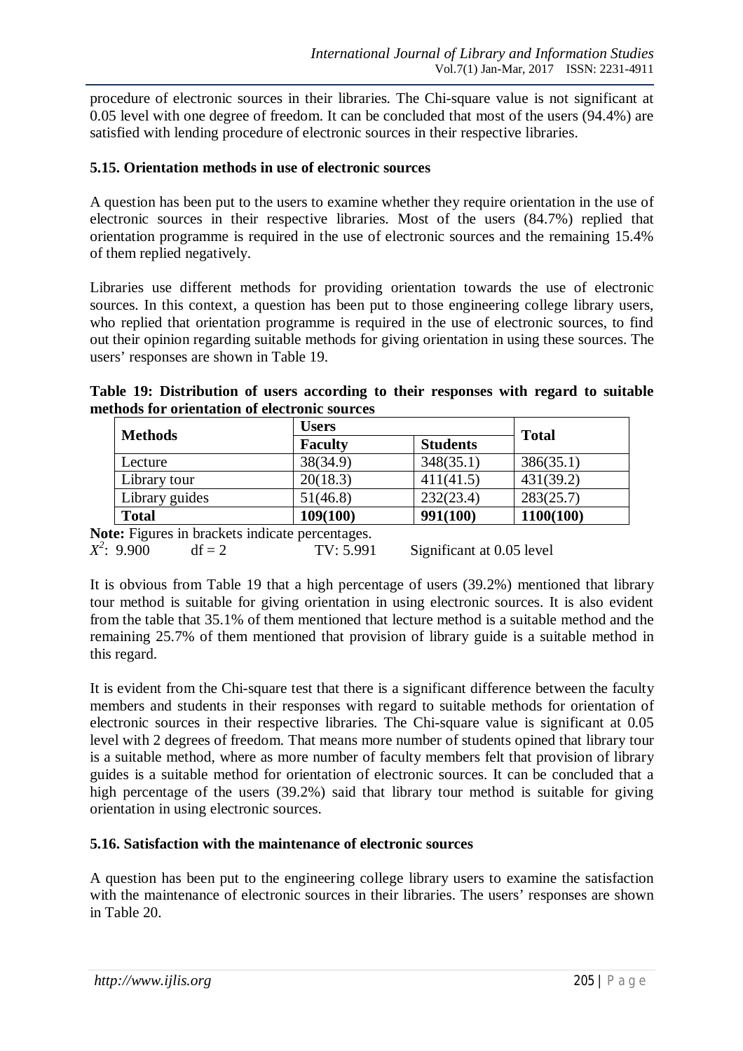procedure of electronic sources in their libraries. The Chi-square value is not significant at 0.05 level with one degree of freedom. It can be concluded that most of the users (94.4%) are satisfied with lending procedure of electronic sources in their respective libraries.

### 5.15. Orientation methods in use of electronic sources

A question has been put to the users to examine whether they require orientation in the use of electronic sources in their respective libraries. Most of the users (84.7%) replied that orientation programme is required in the use of electronic sources and the remaining 15.4% of them replied negatively.

Libraries use different methods for providing orientation towards the use of electronic sources. In this context, a question has been put to those engineering college library users, who replied that orientation programme is required in the use of electronic sources, to find out their opinion regarding suitable methods for giving orientation in using these sources. The users' responses are shown in Table 19.

**Table 19: Distribution of users according to their responses with regard to suitable methods for orientation of electronic sources**

| **Methods** | **Users** | | **Total** |
|---|---|---|---|
| | **Faculty** | **Students** | |
| Lecture | 38(34.9) | 348(35.1) | 386(35.1) |
| Library tour | 20(18.3) | 411(41.5) | 431(39.2) |
| Library guides | 51(46.8) | 232(23.4) | 283(25.7) |
| **Total** | **109(100)** | **991(100)** | **1100(100)** |

**Note:** Figures in brackets indicate percentages.
$X^2$: 9.900  df = 2  TV: 5.991  Significant at 0.05 level

It is obvious from Table 19 that a high percentage of users (39.2%) mentioned that library tour method is suitable for giving orientation in using electronic sources. It is also evident from the table that 35.1% of them mentioned that lecture method is a suitable method and the remaining 25.7% of them mentioned that provision of library guide is a suitable method in this regard.

It is evident from the Chi-square test that there is a significant difference between the faculty members and students in their responses with regard to suitable methods for orientation of electronic sources in their respective libraries. The Chi-square value is significant at 0.05 level with 2 degrees of freedom. That means more number of students opined that library tour is a suitable method, where as more number of faculty members felt that provision of library guides is a suitable method for orientation of electronic sources. It can be concluded that a high percentage of the users (39.2%) said that library tour method is suitable for giving orientation in using electronic sources.

### 5.16. Satisfaction with the maintenance of electronic sources

A question has been put to the engineering college library users to examine the satisfaction with the maintenance of electronic sources in their libraries. The users' responses are shown in Table 20.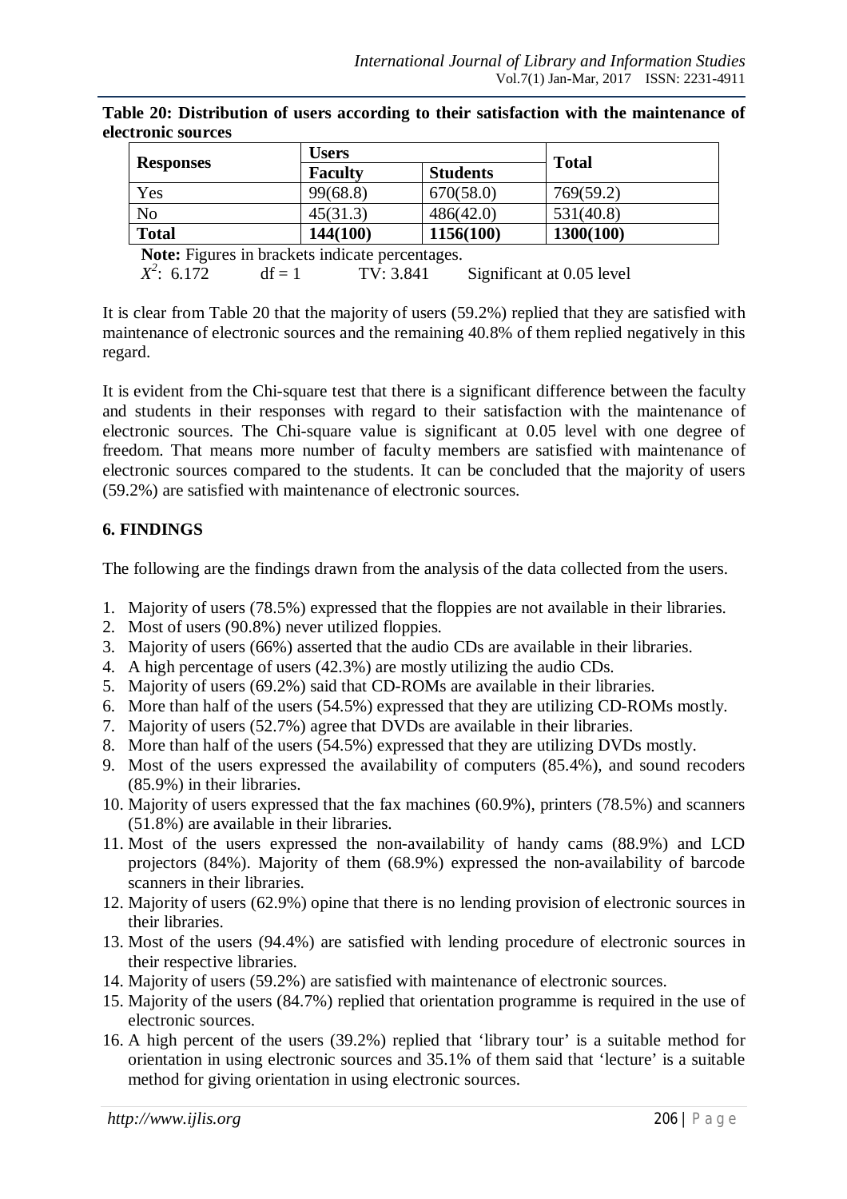**Table 20: Distribution of users according to their satisfaction with the maintenance of electronic sources**

| Responses | Users | | Total |
|---|---|---|---|
| | **Faculty** | **Students** | |
| Yes | 99(68.8) | 670(58.0) | 769(59.2) |
| No | 45(31.3) | 486(42.0) | 531(40.8) |
| **Total** | **144(100)** | **1156(100)** | **1300(100)** |

**Note:** Figures in brackets indicate percentages.

$X^2$: 6.172 df = 1 TV: 3.841 Significant at 0.05 level

It is clear from Table 20 that the majority of users (59.2%) replied that they are satisfied with maintenance of electronic sources and the remaining 40.8% of them replied negatively in this regard.

It is evident from the Chi-square test that there is a significant difference between the faculty and students in their responses with regard to their satisfaction with the maintenance of electronic sources. The Chi-square value is significant at 0.05 level with one degree of freedom. That means more number of faculty members are satisfied with maintenance of electronic sources compared to the students. It can be concluded that the majority of users (59.2%) are satisfied with maintenance of electronic sources.

## 6. FINDINGS

The following are the findings drawn from the analysis of the data collected from the users.

1. Majority of users (78.5%) expressed that the floppies are not available in their libraries.
2. Most of users (90.8%) never utilized floppies.
3. Majority of users (66%) asserted that the audio CDs are available in their libraries.
4. A high percentage of users (42.3%) are mostly utilizing the audio CDs.
5. Majority of users (69.2%) said that CD-ROMs are available in their libraries.
6. More than half of the users (54.5%) expressed that they are utilizing CD-ROMs mostly.
7. Majority of users (52.7%) agree that DVDs are available in their libraries.
8. More than half of the users (54.5%) expressed that they are utilizing DVDs mostly.
9. Most of the users expressed the availability of computers (85.4%), and sound recoders (85.9%) in their libraries.
10. Majority of users expressed that the fax machines (60.9%), printers (78.5%) and scanners (51.8%) are available in their libraries.
11. Most of the users expressed the non-availability of handy cams (88.9%) and LCD projectors (84%). Majority of them (68.9%) expressed the non-availability of barcode scanners in their libraries.
12. Majority of users (62.9%) opine that there is no lending provision of electronic sources in their libraries.
13. Most of the users (94.4%) are satisfied with lending procedure of electronic sources in their respective libraries.
14. Majority of users (59.2%) are satisfied with maintenance of electronic sources.
15. Majority of the users (84.7%) replied that orientation programme is required in the use of electronic sources.
16. A high percent of the users (39.2%) replied that 'library tour' is a suitable method for orientation in using electronic sources and 35.1% of them said that 'lecture' is a suitable method for giving orientation in using electronic sources.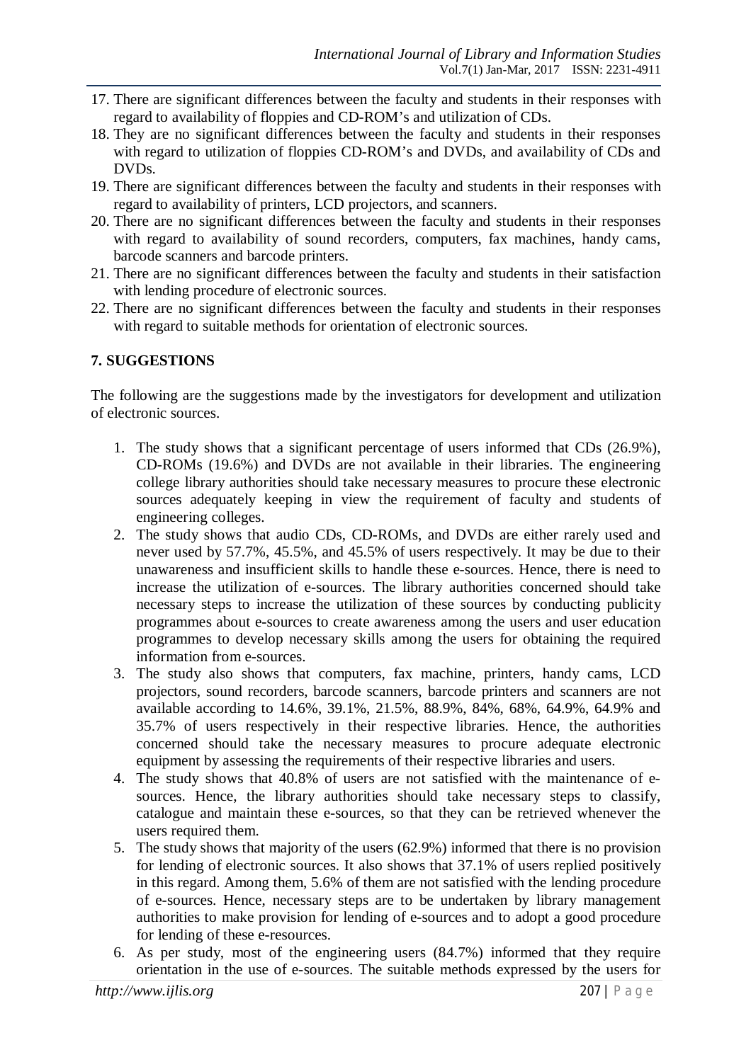17. There are significant differences between the faculty and students in their responses with regard to availability of floppies and CD-ROM's and utilization of CDs.
18. They are no significant differences between the faculty and students in their responses with regard to utilization of floppies CD-ROM's and DVDs, and availability of CDs and DVDs.
19. There are significant differences between the faculty and students in their responses with regard to availability of printers, LCD projectors, and scanners.
20. There are no significant differences between the faculty and students in their responses with regard to availability of sound recorders, computers, fax machines, handy cams, barcode scanners and barcode printers.
21. There are no significant differences between the faculty and students in their satisfaction with lending procedure of electronic sources.
22. There are no significant differences between the faculty and students in their responses with regard to suitable methods for orientation of electronic sources.

## 7. SUGGESTIONS

The following are the suggestions made by the investigators for development and utilization of electronic sources.

1. The study shows that a significant percentage of users informed that CDs (26.9%), CD-ROMs (19.6%) and DVDs are not available in their libraries. The engineering college library authorities should take necessary measures to procure these electronic sources adequately keeping in view the requirement of faculty and students of engineering colleges.
2. The study shows that audio CDs, CD-ROMs, and DVDs are either rarely used and never used by 57.7%, 45.5%, and 45.5% of users respectively. It may be due to their unawareness and insufficient skills to handle these e-sources. Hence, there is need to increase the utilization of e-sources. The library authorities concerned should take necessary steps to increase the utilization of these sources by conducting publicity programmes about e-sources to create awareness among the users and user education programmes to develop necessary skills among the users for obtaining the required information from e-sources.
3. The study also shows that computers, fax machine, printers, handy cams, LCD projectors, sound recorders, barcode scanners, barcode printers and scanners are not available according to 14.6%, 39.1%, 21.5%, 88.9%, 84%, 68%, 64.9%, 64.9% and 35.7% of users respectively in their respective libraries. Hence, the authorities concerned should take the necessary measures to procure adequate electronic equipment by assessing the requirements of their respective libraries and users.
4. The study shows that 40.8% of users are not satisfied with the maintenance of e-sources. Hence, the library authorities should take necessary steps to classify, catalogue and maintain these e-sources, so that they can be retrieved whenever the users required them.
5. The study shows that majority of the users (62.9%) informed that there is no provision for lending of electronic sources. It also shows that 37.1% of users replied positively in this regard. Among them, 5.6% of them are not satisfied with the lending procedure of e-sources. Hence, necessary steps are to be undertaken by library management authorities to make provision for lending of e-sources and to adopt a good procedure for lending of these e-resources.
6. As per study, most of the engineering users (84.7%) informed that they require orientation in the use of e-sources. The suitable methods expressed by the users for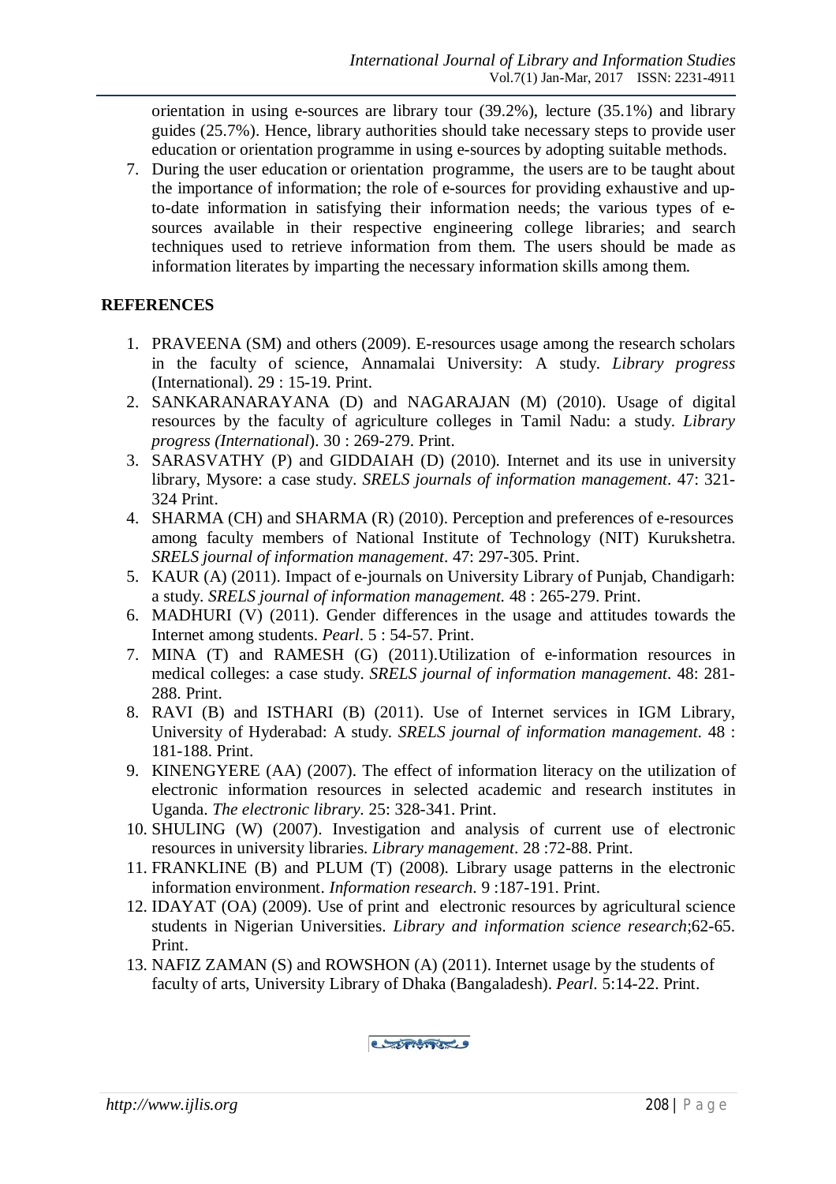orientation in using e-sources are library tour (39.2%), lecture (35.1%) and library guides (25.7%). Hence, library authorities should take necessary steps to provide user education or orientation programme in using e-sources by adopting suitable methods.

7. During the user education or orientation programme, the users are to be taught about the importance of information; the role of e-sources for providing exhaustive and up-to-date information in satisfying their information needs; the various types of e-sources available in their respective engineering college libraries; and search techniques used to retrieve information from them. The users should be made as information literates by imparting the necessary information skills among them.

## REFERENCES

1. PRAVEENA (SM) and others (2009). E-resources usage among the research scholars in the faculty of science, Annamalai University: A study. *Library progress* (International). 29 : 15-19. Print.
2. SANKARANARAYANA (D) and NAGARAJAN (M) (2010). Usage of digital resources by the faculty of agriculture colleges in Tamil Nadu: a study. *Library progress (International*). 30 : 269-279. Print.
3. SARASVATHY (P) and GIDDAIAH (D) (2010). Internet and its use in university library, Mysore: a case study. *SRELS journals of information management*. 47: 321-324 Print.
4. SHARMA (CH) and SHARMA (R) (2010). Perception and preferences of e-resources among faculty members of National Institute of Technology (NIT) Kurukshetra. *SRELS journal of information management*. 47: 297-305. Print.
5. KAUR (A) (2011). Impact of e-journals on University Library of Punjab, Chandigarh: a study. *SRELS journal of information management.* 48 : 265-279. Print.
6. MADHURI (V) (2011). Gender differences in the usage and attitudes towards the Internet among students. *Pearl*. 5 : 54-57. Print.
7. MINA (T) and RAMESH (G) (2011).Utilization of e-information resources in medical colleges: a case study. *SRELS journal of information management*. 48: 281-288. Print.
8. RAVI (B) and ISTHARI (B) (2011). Use of Internet services in IGM Library, University of Hyderabad: A study. *SRELS journal of information management.* 48 : 181-188. Print.
9. KINENGYERE (AA) (2007). The effect of information literacy on the utilization of electronic information resources in selected academic and research institutes in Uganda. *The electronic library.* 25: 328-341. Print.
10. SHULING (W) (2007). Investigation and analysis of current use of electronic resources in university libraries. *Library management*. 28 :72-88. Print.
11. FRANKLINE (B) and PLUM (T) (2008). Library usage patterns in the electronic information environment. *Information research.* 9 :187-191. Print.
12. IDAYAT (OA) (2009). Use of print and electronic resources by agricultural science students in Nigerian Universities. *Library and information science research*;62-65. Print.
13. NAFIZ ZAMAN (S) and ROWSHON (A) (2011). Internet usage by the students of faculty of arts, University Library of Dhaka (Bangaladesh). *Pearl*. 5:14-22. Print.